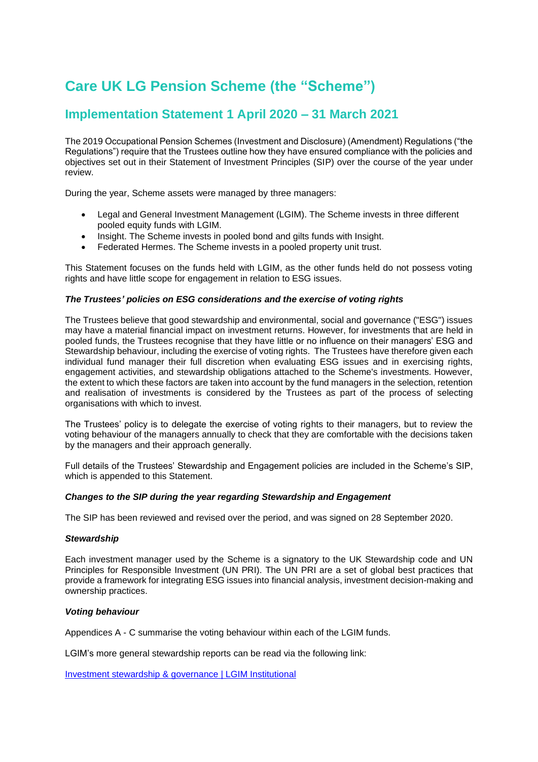# Care UK LG Pension Scheme (the "Scheme")

## Implementation Statement 1 April 2020 – 31 March 2021

The 2019 Occupational Pension Schemes (Investment and Disclosure) (Amendment) Regulations ("the Regulations") require that the Trustees outline how they have ensured compliance with the policies and objectives set out in their Statement of Investment Principles (SIP) over the course of the year under review.

During the year, Scheme assets were managed by three managers:

- Legal and General Investment Management (LGIM). The Scheme invests in three different pooled equity funds with LGIM.
- Insight. The Scheme invests in pooled bond and gilts funds with Insight.
- Federated Hermes. The Scheme invests in a pooled property unit trust.

This Statement focuses on the funds held with LGIM, as the other funds held do not possess voting rights and have little scope for engagement in relation to ESG issues.

### *The Trustees' policies on ESG considerations and the exercise of voting rights*

The Trustees believe that good stewardship and environmental, social and governance ("ESG") issues may have a material financial impact on investment returns. However, for investments that are held in pooled funds, the Trustees recognise that they have little or no influence on their managers' ESG and Stewardship behaviour, including the exercise of voting rights. The Trustees have therefore given each individual fund manager their full discretion when evaluating ESG issues and in exercising rights, engagement activities, and stewardship obligations attached to the Scheme's investments. However, the extent to which these factors are taken into account by the fund managers in the selection, retention and realisation of investments is considered by the Trustees as part of the process of selecting organisations with which to invest.

The Trustees' policy is to delegate the exercise of voting rights to their managers, but to review the voting behaviour of the managers annually to check that they are comfortable with the decisions taken by the managers and their approach generally.

Full details of the Trustees' Stewardship and Engagement policies are included in the Scheme's SIP, which is appended to this Statement.

### *Changes to the SIP during the year regarding Stewardship and Engagement*

The SIP has been reviewed and revised over the period, and was signed on 28 September 2020.

### *Stewardship*

Each investment manager used by the Scheme is a signatory to the UK Stewardship code and UN Principles for Responsible Investment (UN PRI). The UN PRI are a set of global best practices that provide a framework for integrating ESG issues into financial analysis, investment decision-making and ownership practices.

### *Voting behaviour*

Appendices A - C summarise the voting behaviour within each of the LGIM funds.

LGIM's more general stewardship reports can be read via the following link:

[Investment stewardship & governance | LGIM Institutional]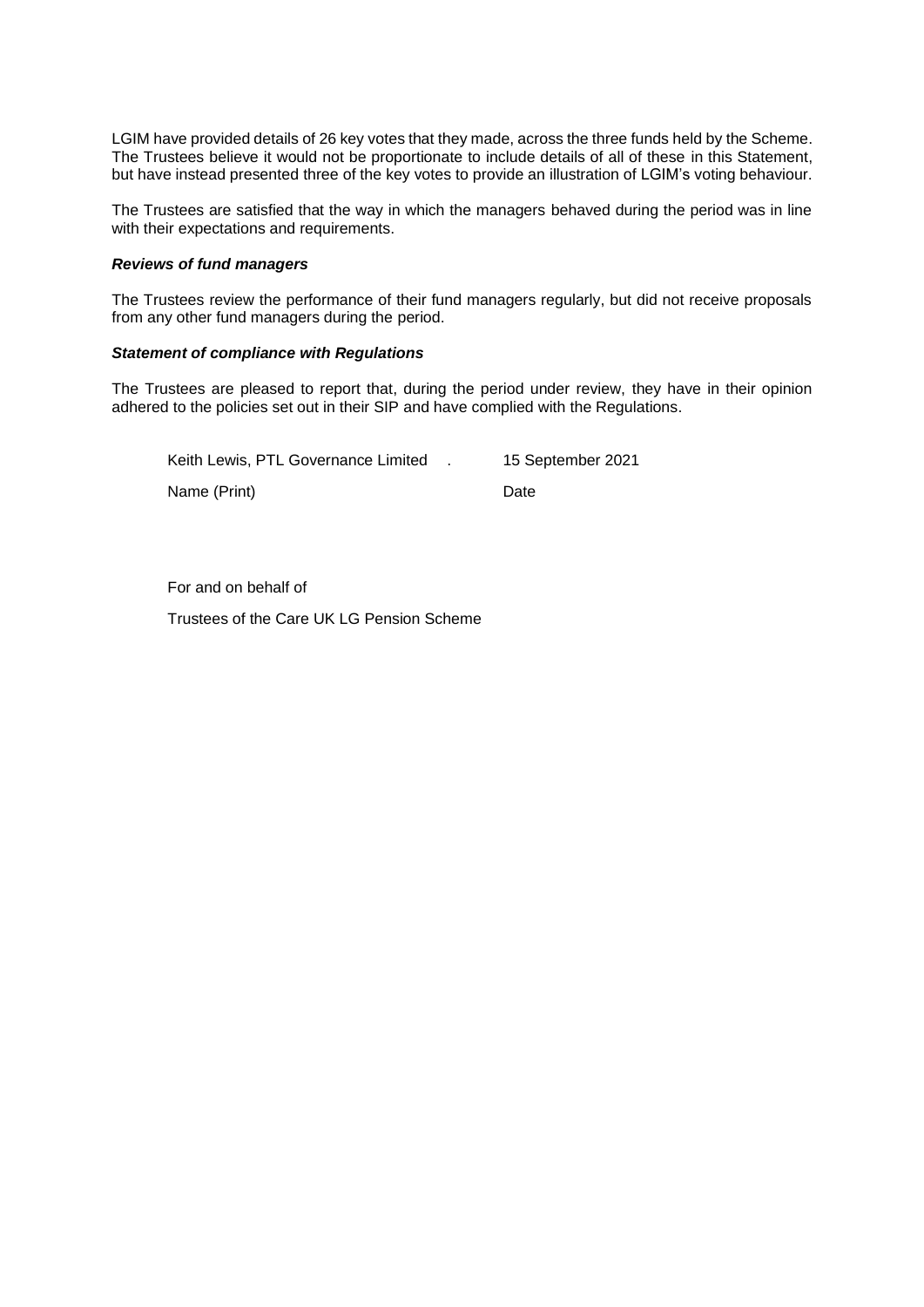LGIM have provided details of 26 key votes that they made, across the three funds held by the Scheme. The Trustees believe it would not be proportionate to include details of all of these in this Statement, but have instead presented three of the key votes to provide an illustration of LGIM's voting behaviour.

The Trustees are satisfied that the way in which the managers behaved during the period was in line with their expectations and requirements.

***Reviews of fund managers***

The Trustees review the performance of their fund managers regularly, but did not receive proposals from any other fund managers during the period.

***Statement of compliance with Regulations***

The Trustees are pleased to report that, during the period under review, they have in their opinion adhered to the policies set out in their SIP and have complied with the Regulations.

| Keith Lewis, PTL Governance Limited . | 15 September 2021 |
| --- | --- |
| Name (Print) | Date |

For and on behalf of

Trustees of the Care UK LG Pension Scheme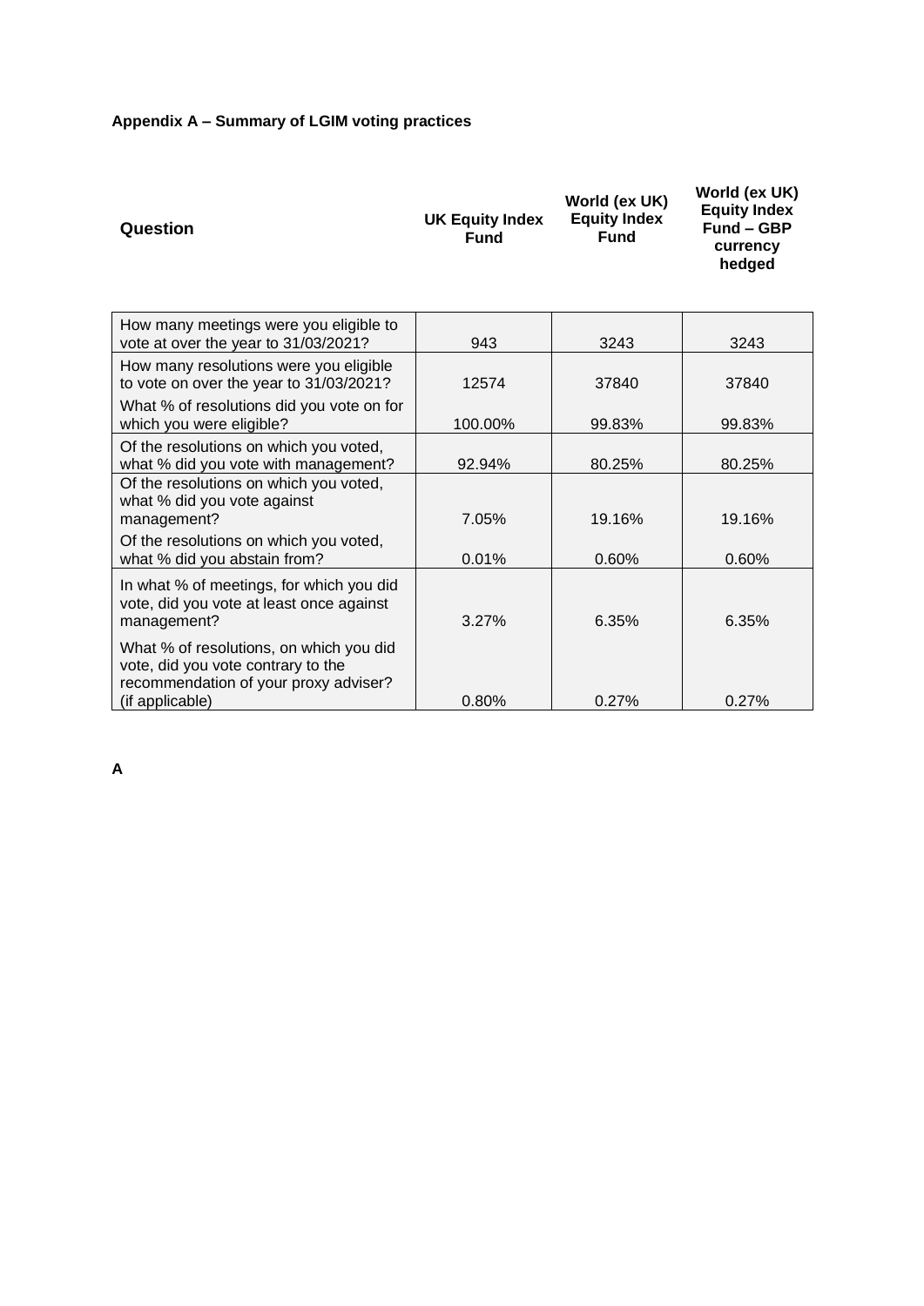**Appendix A – Summary of LGIM voting practices**

| Question | UK Equity Index Fund | World (ex UK) Equity Index Fund | World (ex UK) Equity Index Fund – GBP currency hedged |
|---|---|---|---|
| How many meetings were you eligible to vote at over the year to 31/03/2021? | 943 | 3243 | 3243 |
| How many resolutions were you eligible to vote on over the year to 31/03/2021? | 12574 | 37840 | 37840 |
| What % of resolutions did you vote on for which you were eligible? | 100.00% | 99.83% | 99.83% |
| Of the resolutions on which you voted, what % did you vote with management? | 92.94% | 80.25% | 80.25% |
| Of the resolutions on which you voted, what % did you vote against management? | 7.05% | 19.16% | 19.16% |
| Of the resolutions on which you voted, what % did you abstain from? | 0.01% | 0.60% | 0.60% |
| In what % of meetings, for which you did vote, did you vote at least once against management? | 3.27% | 6.35% | 6.35% |
| What % of resolutions, on which you did vote, did you vote contrary to the recommendation of your proxy adviser? (if applicable) | 0.80% | 0.27% | 0.27% |

**A**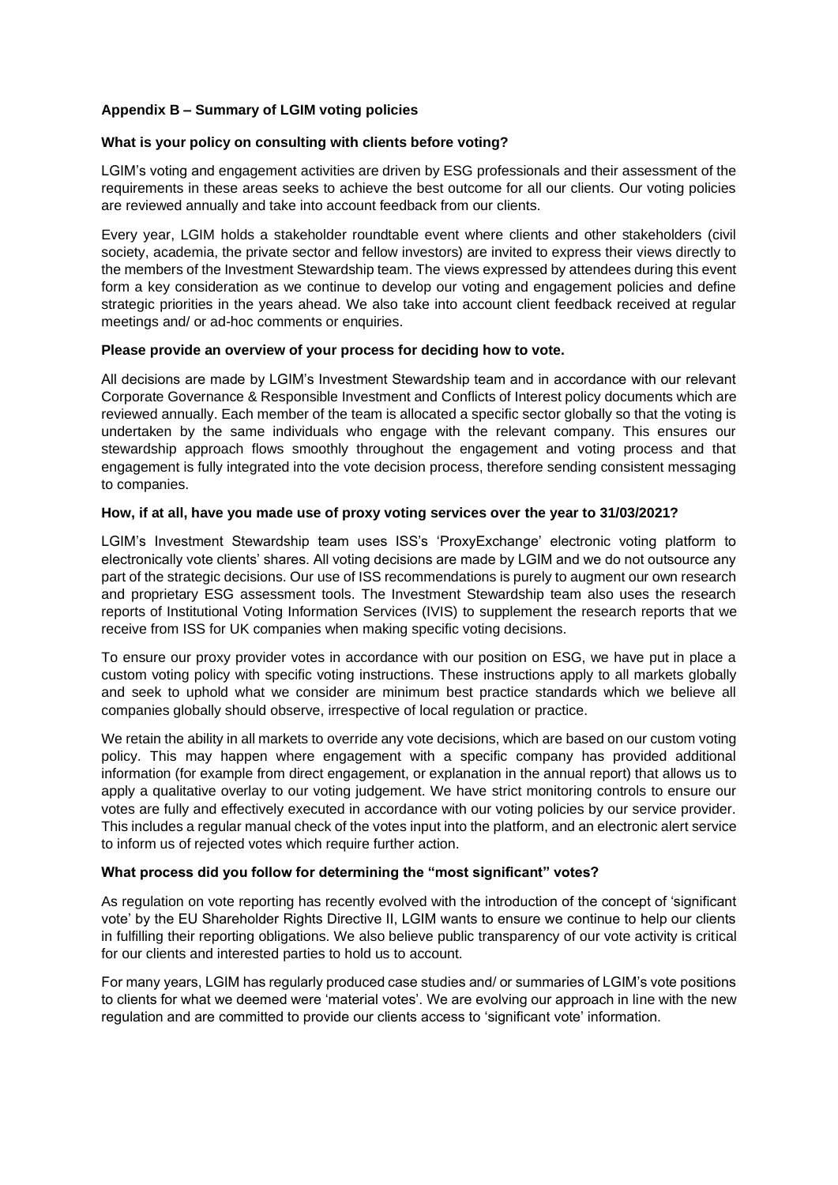## Appendix B – Summary of LGIM voting policies

### What is your policy on consulting with clients before voting?

LGIM's voting and engagement activities are driven by ESG professionals and their assessment of the requirements in these areas seeks to achieve the best outcome for all our clients. Our voting policies are reviewed annually and take into account feedback from our clients.

Every year, LGIM holds a stakeholder roundtable event where clients and other stakeholders (civil society, academia, the private sector and fellow investors) are invited to express their views directly to the members of the Investment Stewardship team. The views expressed by attendees during this event form a key consideration as we continue to develop our voting and engagement policies and define strategic priorities in the years ahead. We also take into account client feedback received at regular meetings and/ or ad-hoc comments or enquiries.

### Please provide an overview of your process for deciding how to vote.

All decisions are made by LGIM's Investment Stewardship team and in accordance with our relevant Corporate Governance & Responsible Investment and Conflicts of Interest policy documents which are reviewed annually. Each member of the team is allocated a specific sector globally so that the voting is undertaken by the same individuals who engage with the relevant company. This ensures our stewardship approach flows smoothly throughout the engagement and voting process and that engagement is fully integrated into the vote decision process, therefore sending consistent messaging to companies.

### How, if at all, have you made use of proxy voting services over the year to 31/03/2021?

LGIM's Investment Stewardship team uses ISS's 'ProxyExchange' electronic voting platform to electronically vote clients' shares. All voting decisions are made by LGIM and we do not outsource any part of the strategic decisions. Our use of ISS recommendations is purely to augment our own research and proprietary ESG assessment tools. The Investment Stewardship team also uses the research reports of Institutional Voting Information Services (IVIS) to supplement the research reports that we receive from ISS for UK companies when making specific voting decisions.

To ensure our proxy provider votes in accordance with our position on ESG, we have put in place a custom voting policy with specific voting instructions. These instructions apply to all markets globally and seek to uphold what we consider are minimum best practice standards which we believe all companies globally should observe, irrespective of local regulation or practice.

We retain the ability in all markets to override any vote decisions, which are based on our custom voting policy. This may happen where engagement with a specific company has provided additional information (for example from direct engagement, or explanation in the annual report) that allows us to apply a qualitative overlay to our voting judgement. We have strict monitoring controls to ensure our votes are fully and effectively executed in accordance with our voting policies by our service provider. This includes a regular manual check of the votes input into the platform, and an electronic alert service to inform us of rejected votes which require further action.

### What process did you follow for determining the "most significant" votes?

As regulation on vote reporting has recently evolved with the introduction of the concept of 'significant vote' by the EU Shareholder Rights Directive II, LGIM wants to ensure we continue to help our clients in fulfilling their reporting obligations. We also believe public transparency of our vote activity is critical for our clients and interested parties to hold us to account.

For many years, LGIM has regularly produced case studies and/ or summaries of LGIM's vote positions to clients for what we deemed were 'material votes'. We are evolving our approach in line with the new regulation and are committed to provide our clients access to 'significant vote' information.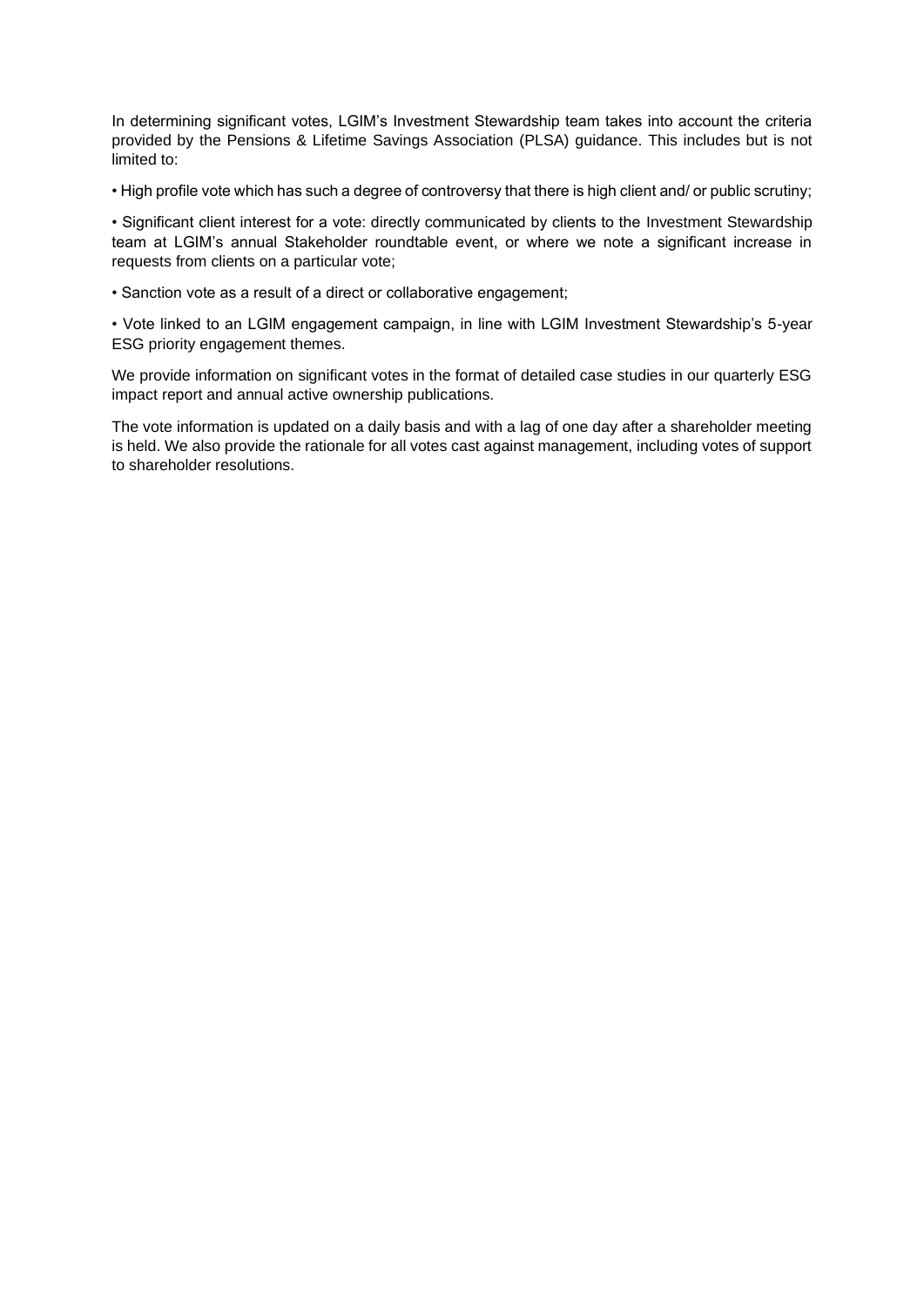In determining significant votes, LGIM's Investment Stewardship team takes into account the criteria provided by the Pensions & Lifetime Savings Association (PLSA) guidance. This includes but is not limited to:

- High profile vote which has such a degree of controversy that there is high client and/ or public scrutiny;
- Significant client interest for a vote: directly communicated by clients to the Investment Stewardship team at LGIM's annual Stakeholder roundtable event, or where we note a significant increase in requests from clients on a particular vote;
- Sanction vote as a result of a direct or collaborative engagement;
- Vote linked to an LGIM engagement campaign, in line with LGIM Investment Stewardship's 5-year ESG priority engagement themes.

We provide information on significant votes in the format of detailed case studies in our quarterly ESG impact report and annual active ownership publications.

The vote information is updated on a daily basis and with a lag of one day after a shareholder meeting is held. We also provide the rationale for all votes cast against management, including votes of support to shareholder resolutions.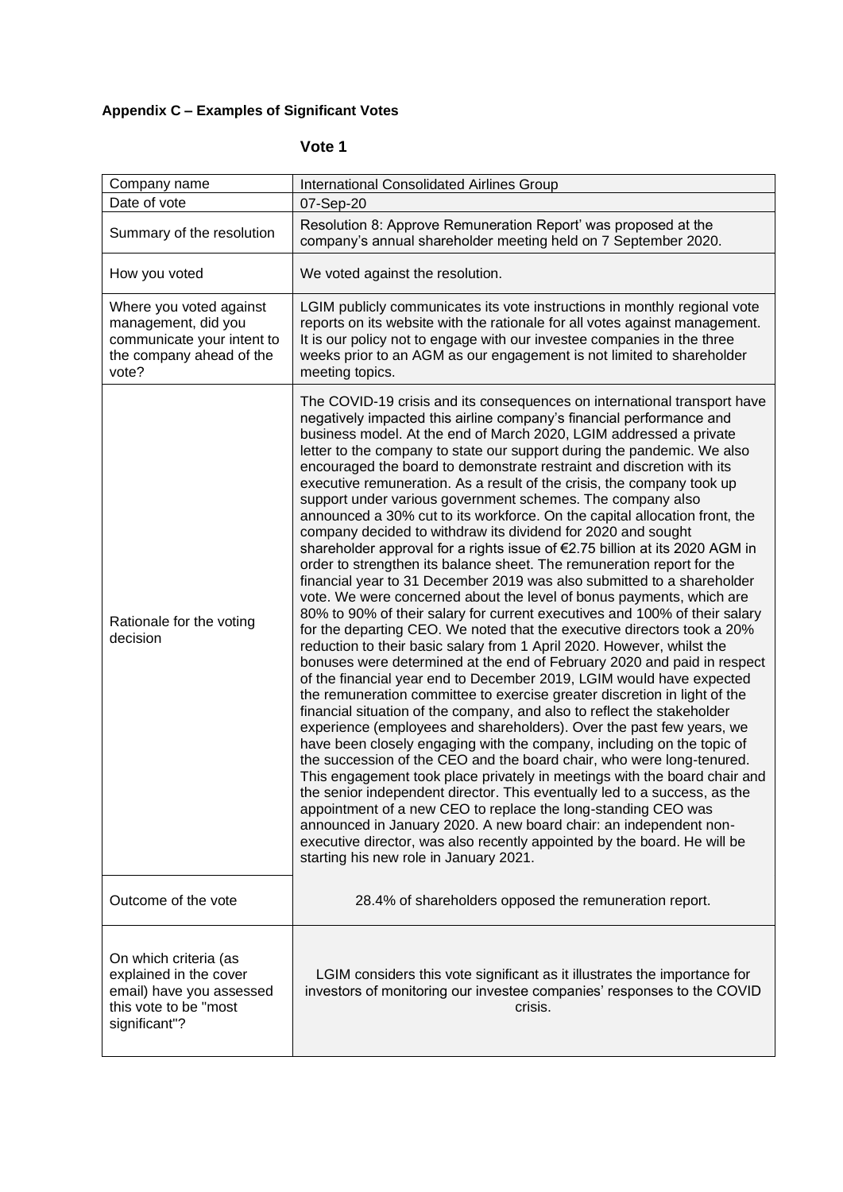**Appendix C – Examples of Significant Votes**

**Vote 1**

| Company name | International Consolidated Airlines Group |
|---|---|
| Date of vote | 07-Sep-20 |
| Summary of the resolution | Resolution 8: Approve Remuneration Report' was proposed at the company's annual shareholder meeting held on 7 September 2020. |
| How you voted | We voted against the resolution. |
| Where you voted against management, did you communicate your intent to the company ahead of the vote? | LGIM publicly communicates its vote instructions in monthly regional vote reports on its website with the rationale for all votes against management. It is our policy not to engage with our investee companies in the three weeks prior to an AGM as our engagement is not limited to shareholder meeting topics. |
| Rationale for the voting decision | The COVID-19 crisis and its consequences on international transport have negatively impacted this airline company's financial performance and business model. At the end of March 2020, LGIM addressed a private letter to the company to state our support during the pandemic. We also encouraged the board to demonstrate restraint and discretion with its executive remuneration. As a result of the crisis, the company took up support under various government schemes. The company also announced a 30% cut to its workforce. On the capital allocation front, the company decided to withdraw its dividend for 2020 and sought shareholder approval for a rights issue of €2.75 billion at its 2020 AGM in order to strengthen its balance sheet. The remuneration report for the financial year to 31 December 2019 was also submitted to a shareholder vote. We were concerned about the level of bonus payments, which are 80% to 90% of their salary for current executives and 100% of their salary for the departing CEO. We noted that the executive directors took a 20% reduction to their basic salary from 1 April 2020. However, whilst the bonuses were determined at the end of February 2020 and paid in respect of the financial year end to December 2019, LGIM would have expected the remuneration committee to exercise greater discretion in light of the financial situation of the company, and also to reflect the stakeholder experience (employees and shareholders). Over the past few years, we have been closely engaging with the company, including on the topic of the succession of the CEO and the board chair, who were long-tenured. This engagement took place privately in meetings with the board chair and the senior independent director. This eventually led to a success, as the appointment of a new CEO to replace the long-standing CEO was announced in January 2020. A new board chair: an independent non-executive director, was also recently appointed by the board. He will be starting his new role in January 2021. |
| Outcome of the vote | 28.4% of shareholders opposed the remuneration report. |
| On which criteria (as explained in the cover email) have you assessed this vote to be "most significant"? | LGIM considers this vote significant as it illustrates the importance for investors of monitoring our investee companies' responses to the COVID crisis. |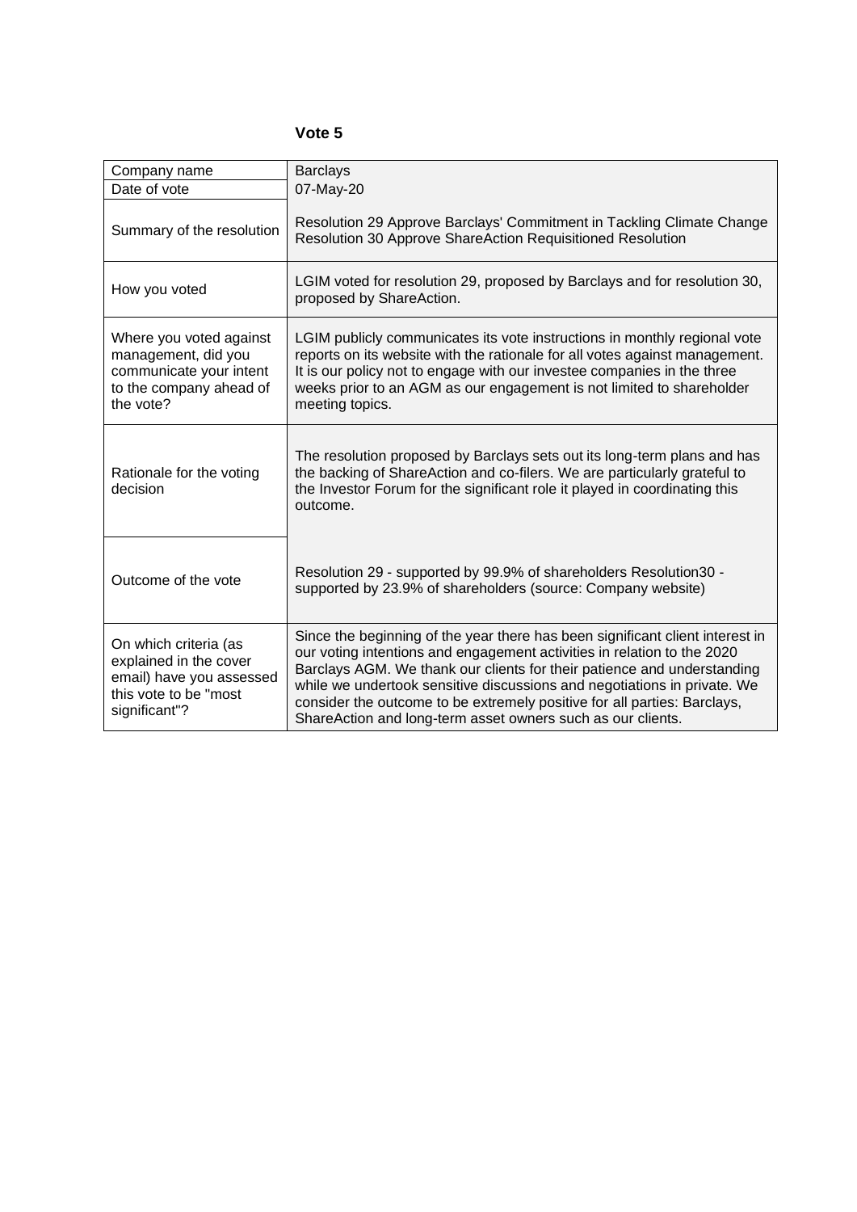**Vote 5**

| Company name | Barclays |
|---|---|
| Date of vote | 07-May-20 |
| Summary of the resolution | Resolution 29 Approve Barclays' Commitment in Tackling Climate Change Resolution 30 Approve ShareAction Requisitioned Resolution |
| How you voted | LGIM voted for resolution 29, proposed by Barclays and for resolution 30, proposed by ShareAction. |
| Where you voted against management, did you communicate your intent to the company ahead of the vote? | LGIM publicly communicates its vote instructions in monthly regional vote reports on its website with the rationale for all votes against management. It is our policy not to engage with our investee companies in the three weeks prior to an AGM as our engagement is not limited to shareholder meeting topics. |
| Rationale for the voting decision | The resolution proposed by Barclays sets out its long-term plans and has the backing of ShareAction and co-filers. We are particularly grateful to the Investor Forum for the significant role it played in coordinating this outcome. |
| Outcome of the vote | Resolution 29 - supported by 99.9% of shareholders Resolution30 - supported by 23.9% of shareholders (source: Company website) |
| On which criteria (as explained in the cover email) have you assessed this vote to be "most significant"? | Since the beginning of the year there has been significant client interest in our voting intentions and engagement activities in relation to the 2020 Barclays AGM. We thank our clients for their patience and understanding while we undertook sensitive discussions and negotiations in private. We consider the outcome to be extremely positive for all parties: Barclays, ShareAction and long-term asset owners such as our clients. |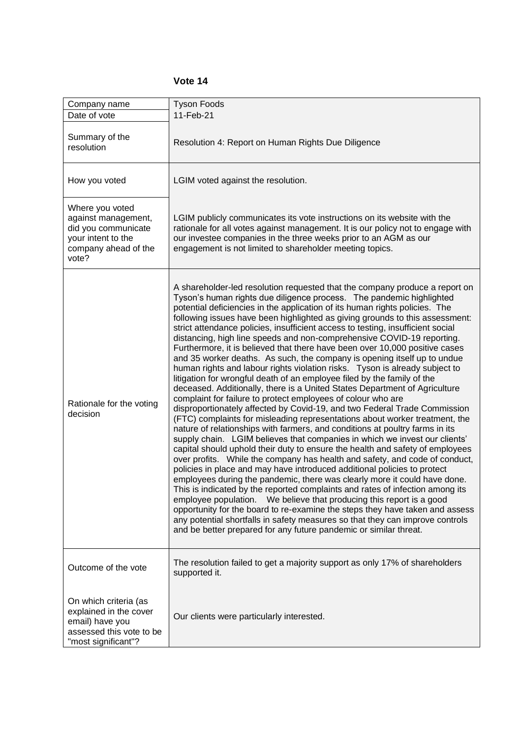**Vote 14**

| | |
|---|---|
| Company name | Tyson Foods |
| Date of vote | 11-Feb-21 |
| Summary of the resolution | Resolution 4: Report on Human Rights Due Diligence |
| How you voted | LGIM voted against the resolution. |
| Where you voted against management, did you communicate your intent to the company ahead of the vote? | LGIM publicly communicates its vote instructions on its website with the rationale for all votes against management. It is our policy not to engage with our investee companies in the three weeks prior to an AGM as our engagement is not limited to shareholder meeting topics. |
| Rationale for the voting decision | A shareholder-led resolution requested that the company produce a report on Tyson's human rights due diligence process. The pandemic highlighted potential deficiencies in the application of its human rights policies. The following issues have been highlighted as giving grounds to this assessment: strict attendance policies, insufficient access to testing, insufficient social distancing, high line speeds and non-comprehensive COVID-19 reporting. Furthermore, it is believed that there have been over 10,000 positive cases and 35 worker deaths. As such, the company is opening itself up to undue human rights and labour rights violation risks. Tyson is already subject to litigation for wrongful death of an employee filed by the family of the deceased. Additionally, there is a United States Department of Agriculture complaint for failure to protect employees of colour who are disproportionately affected by Covid-19, and two Federal Trade Commission (FTC) complaints for misleading representations about worker treatment, the nature of relationships with farmers, and conditions at poultry farms in its supply chain. LGIM believes that companies in which we invest our clients' capital should uphold their duty to ensure the health and safety of employees over profits. While the company has health and safety, and code of conduct, policies in place and may have introduced additional policies to protect employees during the pandemic, there was clearly more it could have done. This is indicated by the reported complaints and rates of infection among its employee population. We believe that producing this report is a good opportunity for the board to re-examine the steps they have taken and assess any potential shortfalls in safety measures so that they can improve controls and be better prepared for any future pandemic or similar threat. |
| Outcome of the vote | The resolution failed to get a majority support as only 17% of shareholders supported it. |
| On which criteria (as explained in the cover email) have you assessed this vote to be "most significant"? | Our clients were particularly interested. |